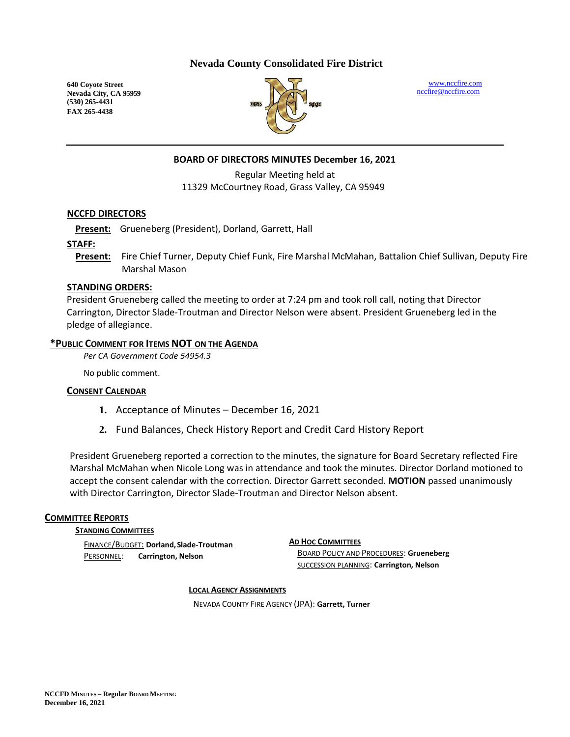# Nevada County Consolidated Fire District

**640 Coyote Street**
**Nevada City, CA 95959**
**(530) 265-4431**
**FAX 265-4438**

www.nccfire.com
nccfire@nccfire.com

## BOARD OF DIRECTORS MINUTES December 16, 2021

Regular Meeting held at
11329 McCourtney Road, Grass Valley, CA 95949

### NCCFD DIRECTORS

**Present:** Grueneberg (President), Dorland, Garrett, Hall

### STAFF:

**Present:** Fire Chief Turner, Deputy Chief Funk, Fire Marshal McMahan, Battalion Chief Sullivan, Deputy Fire Marshal Mason

### STANDING ORDERS:

President Grueneberg called the meeting to order at 7:24 pm and took roll call, noting that Director Carrington, Director Slade-Troutman and Director Nelson were absent. President Grueneberg led in the pledge of allegiance.

### *PUBLIC COMMENT FOR ITEMS NOT ON THE AGENDA

*Per CA Government Code 54954.3*

No public comment.

### CONSENT CALENDAR

1. Acceptance of Minutes – December 16, 2021
2. Fund Balances, Check History Report and Credit Card History Report

President Grueneberg reported a correction to the minutes, the signature for Board Secretary reflected Fire Marshal McMahan when Nicole Long was in attendance and took the minutes. Director Dorland motioned to accept the consent calendar with the correction. Director Garrett seconded. **MOTION** passed unanimously with Director Carrington, Director Slade-Troutman and Director Nelson absent.

### COMMITTEE REPORTS

**STANDING COMMITTEES**

FINANCE/BUDGET: **Dorland, Slade-Troutman**
PERSONNEL: **Carrington, Nelson**

**AD HOC COMMITTEES**

BOARD POLICY AND PROCEDURES: **Grueneberg**
SUCCESSION PLANNING: **Carrington, Nelson**

**LOCAL AGENCY ASSIGNMENTS**

NEVADA COUNTY FIRE AGENCY (JPA): **Garrett, Turner**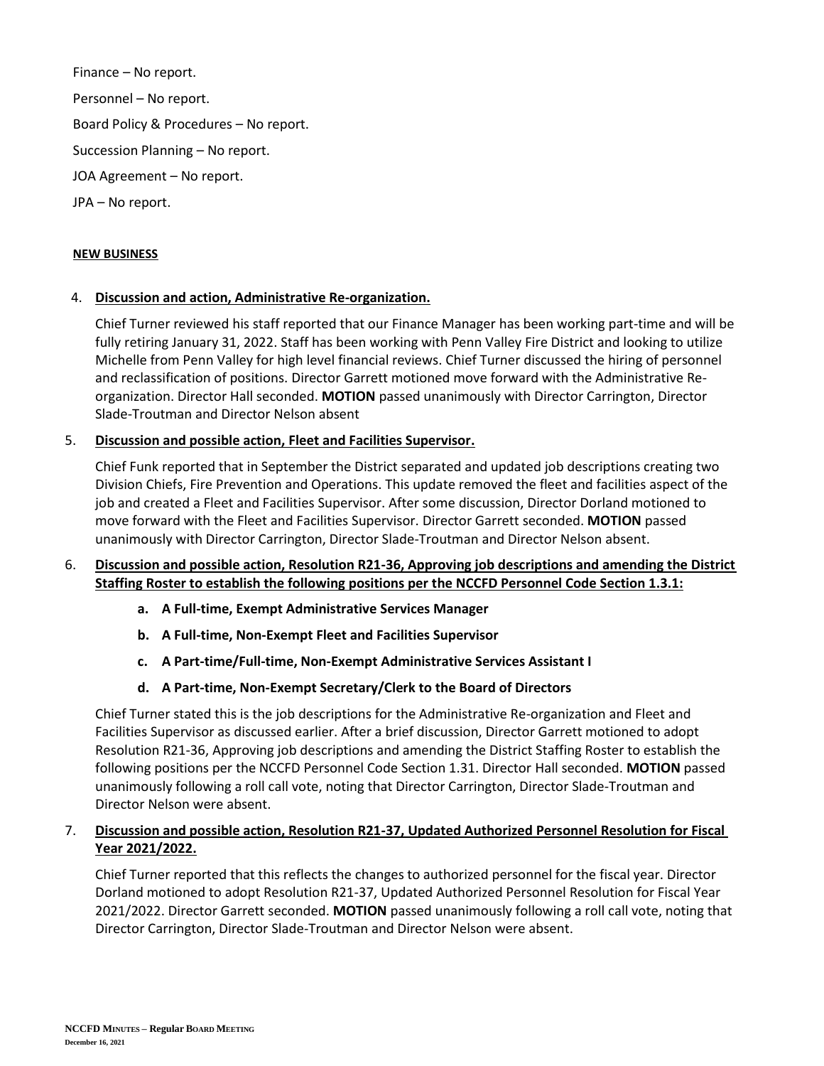Finance – No report.

Personnel – No report.

Board Policy & Procedures – No report.

Succession Planning – No report.

JOA Agreement – No report.

JPA – No report.

**NEW BUSINESS**

4. **Discussion and action, Administrative Re-organization.**

   Chief Turner reviewed his staff reported that our Finance Manager has been working part-time and will be fully retiring January 31, 2022. Staff has been working with Penn Valley Fire District and looking to utilize Michelle from Penn Valley for high level financial reviews. Chief Turner discussed the hiring of personnel and reclassification of positions. Director Garrett motioned move forward with the Administrative Re-organization. Director Hall seconded. **MOTION** passed unanimously with Director Carrington, Director Slade-Troutman and Director Nelson absent

5. **Discussion and possible action, Fleet and Facilities Supervisor.**

   Chief Funk reported that in September the District separated and updated job descriptions creating two Division Chiefs, Fire Prevention and Operations. This update removed the fleet and facilities aspect of the job and created a Fleet and Facilities Supervisor. After some discussion, Director Dorland motioned to move forward with the Fleet and Facilities Supervisor. Director Garrett seconded. **MOTION** passed unanimously with Director Carrington, Director Slade-Troutman and Director Nelson absent.

6. **Discussion and possible action, Resolution R21-36, Approving job descriptions and amending the District Staffing Roster to establish the following positions per the NCCFD Personnel Code Section 1.3.1:**

   a. **A Full-time, Exempt Administrative Services Manager**
   b. **A Full-time, Non-Exempt Fleet and Facilities Supervisor**
   c. **A Part-time/Full-time, Non-Exempt Administrative Services Assistant I**
   d. **A Part-time, Non-Exempt Secretary/Clerk to the Board of Directors**

   Chief Turner stated this is the job descriptions for the Administrative Re-organization and Fleet and Facilities Supervisor as discussed earlier. After a brief discussion, Director Garrett motioned to adopt Resolution R21-36, Approving job descriptions and amending the District Staffing Roster to establish the following positions per the NCCFD Personnel Code Section 1.31. Director Hall seconded. **MOTION** passed unanimously following a roll call vote, noting that Director Carrington, Director Slade-Troutman and Director Nelson were absent.

7. **Discussion and possible action, Resolution R21-37, Updated Authorized Personnel Resolution for Fiscal Year 2021/2022.**

   Chief Turner reported that this reflects the changes to authorized personnel for the fiscal year. Director Dorland motioned to adopt Resolution R21-37, Updated Authorized Personnel Resolution for Fiscal Year 2021/2022. Director Garrett seconded. **MOTION** passed unanimously following a roll call vote, noting that Director Carrington, Director Slade-Troutman and Director Nelson were absent.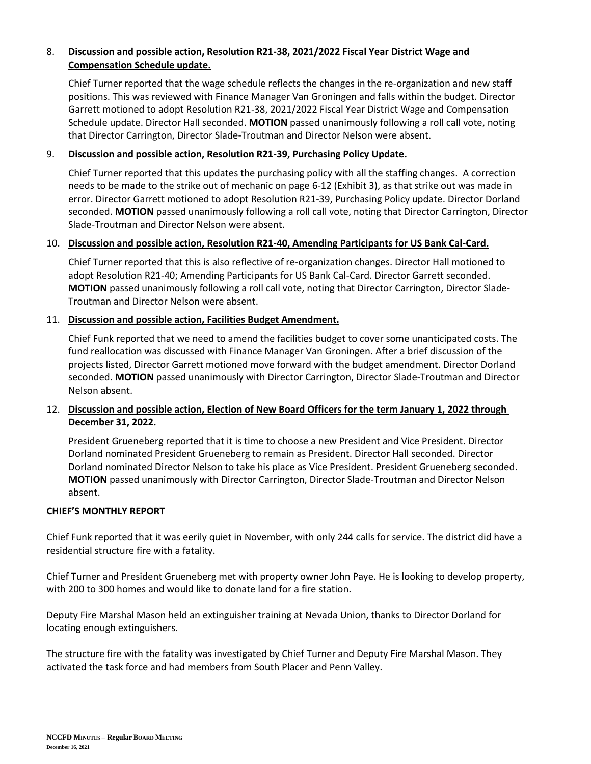8. **Discussion and possible action, Resolution R21-38, 2021/2022 Fiscal Year District Wage and Compensation Schedule update.**

   Chief Turner reported that the wage schedule reflects the changes in the re-organization and new staff positions. This was reviewed with Finance Manager Van Groningen and falls within the budget. Director Garrett motioned to adopt Resolution R21-38, 2021/2022 Fiscal Year District Wage and Compensation Schedule update. Director Hall seconded. **MOTION** passed unanimously following a roll call vote, noting that Director Carrington, Director Slade-Troutman and Director Nelson were absent.

9. **Discussion and possible action, Resolution R21-39, Purchasing Policy Update.**

   Chief Turner reported that this updates the purchasing policy with all the staffing changes. A correction needs to be made to the strike out of mechanic on page 6-12 (Exhibit 3), as that strike out was made in error. Director Garrett motioned to adopt Resolution R21-39, Purchasing Policy update. Director Dorland seconded. **MOTION** passed unanimously following a roll call vote, noting that Director Carrington, Director Slade-Troutman and Director Nelson were absent.

10. **Discussion and possible action, Resolution R21-40, Amending Participants for US Bank Cal-Card.**

    Chief Turner reported that this is also reflective of re-organization changes. Director Hall motioned to adopt Resolution R21-40; Amending Participants for US Bank Cal-Card. Director Garrett seconded. **MOTION** passed unanimously following a roll call vote, noting that Director Carrington, Director Slade-Troutman and Director Nelson were absent.

11. **Discussion and possible action, Facilities Budget Amendment.**

    Chief Funk reported that we need to amend the facilities budget to cover some unanticipated costs. The fund reallocation was discussed with Finance Manager Van Groningen. After a brief discussion of the projects listed, Director Garrett motioned move forward with the budget amendment. Director Dorland seconded. **MOTION** passed unanimously with Director Carrington, Director Slade-Troutman and Director Nelson absent.

12. **Discussion and possible action, Election of New Board Officers for the term January 1, 2022 through December 31, 2022.**

    President Grueneberg reported that it is time to choose a new President and Vice President. Director Dorland nominated President Grueneberg to remain as President. Director Hall seconded. Director Dorland nominated Director Nelson to take his place as Vice President. President Grueneberg seconded. **MOTION** passed unanimously with Director Carrington, Director Slade-Troutman and Director Nelson absent.

**CHIEF'S MONTHLY REPORT**

Chief Funk reported that it was eerily quiet in November, with only 244 calls for service. The district did have a residential structure fire with a fatality.

Chief Turner and President Grueneberg met with property owner John Paye. He is looking to develop property, with 200 to 300 homes and would like to donate land for a fire station.

Deputy Fire Marshal Mason held an extinguisher training at Nevada Union, thanks to Director Dorland for locating enough extinguishers.

The structure fire with the fatality was investigated by Chief Turner and Deputy Fire Marshal Mason. They activated the task force and had members from South Placer and Penn Valley.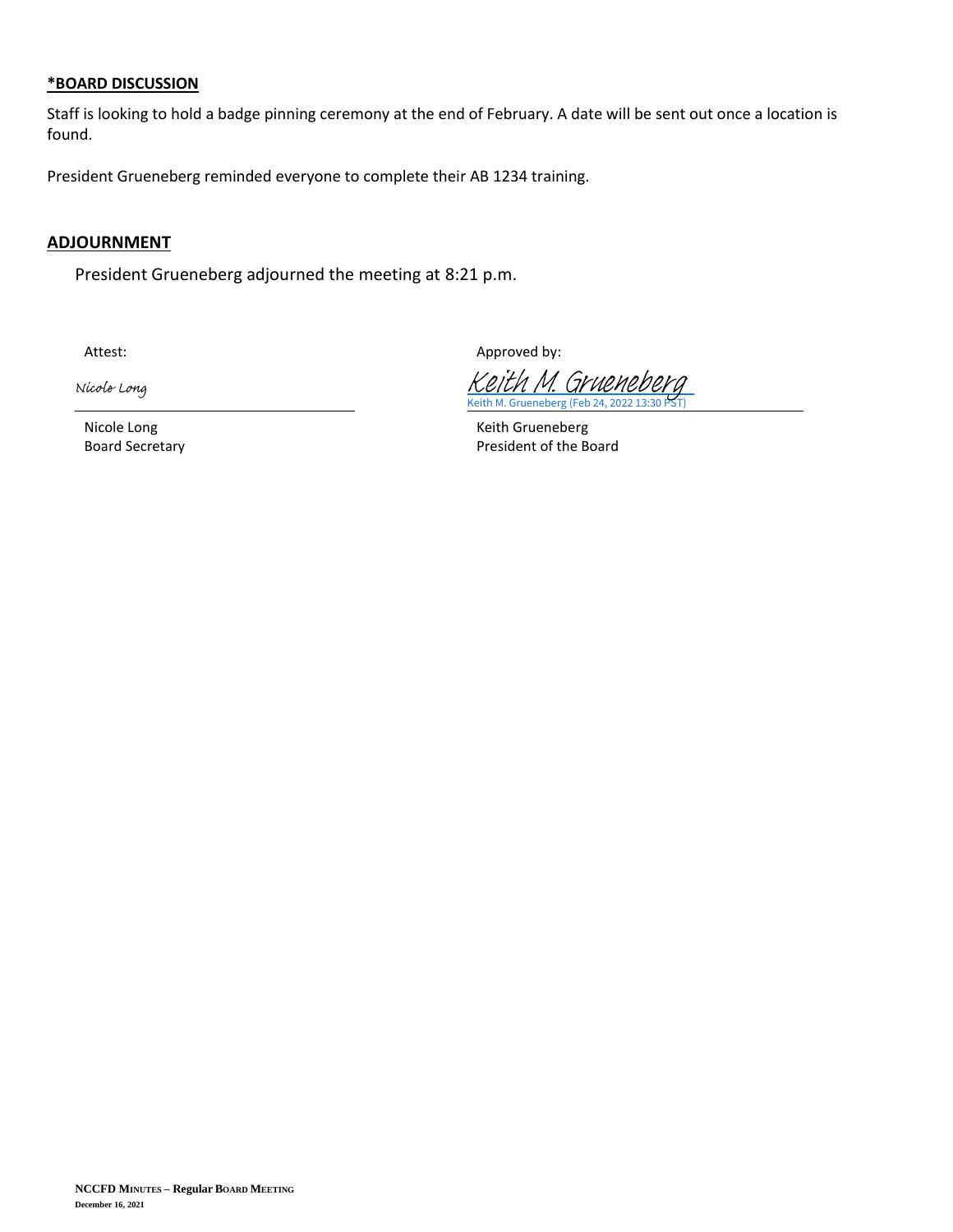**\*BOARD DISCUSSION**

Staff is looking to hold a badge pinning ceremony at the end of February. A date will be sent out once a location is found.

President Grueneberg reminded everyone to complete their AB 1234 training.

**ADJOURNMENT**

President Grueneberg adjourned the meeting at 8:21 p.m.

| Attest: | Approved by: |
|---|---|
| Nicole Long | Keith M. Grueneberg<br>Keith M. Grueneberg (Feb 24, 2022 13:30 PST) |
| Nicole Long<br>Board Secretary | Keith Grueneberg<br>President of the Board |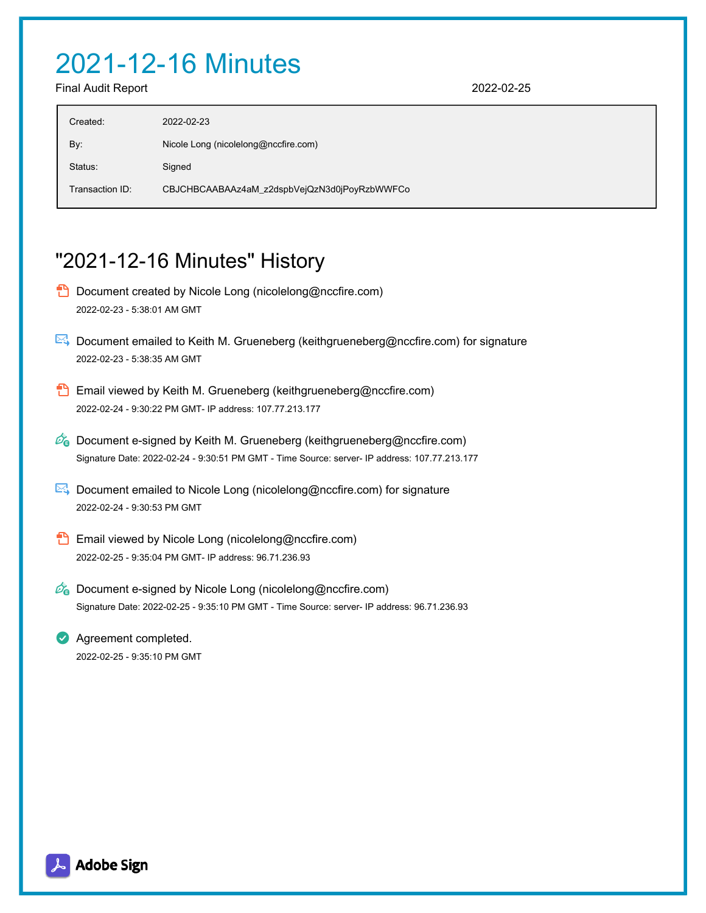# 2021-12-16 Minutes

Final Audit Report 2022-02-25

| | |
|---|---|
| Created: | 2022-02-23 |
| By: | Nicole Long (nicolelong@nccfire.com) |
| Status: | Signed |
| Transaction ID: | CBJCHBCAABAAz4aM_z2dspbVejQzN3d0jPoyRzbWWFCo |

## "2021-12-16 Minutes" History

Document created by Nicole Long (nicolelong@nccfire.com)
2022-02-23 - 5:38:01 AM GMT

Document emailed to Keith M. Grueneberg (keithgrueneberg@nccfire.com) for signature
2022-02-23 - 5:38:35 AM GMT

Email viewed by Keith M. Grueneberg (keithgrueneberg@nccfire.com)
2022-02-24 - 9:30:22 PM GMT- IP address: 107.77.213.177

Document e-signed by Keith M. Grueneberg (keithgrueneberg@nccfire.com)
Signature Date: 2022-02-24 - 9:30:51 PM GMT - Time Source: server- IP address: 107.77.213.177

Document emailed to Nicole Long (nicolelong@nccfire.com) for signature
2022-02-24 - 9:30:53 PM GMT

Email viewed by Nicole Long (nicolelong@nccfire.com)
2022-02-25 - 9:35:04 PM GMT- IP address: 96.71.236.93

Document e-signed by Nicole Long (nicolelong@nccfire.com)
Signature Date: 2022-02-25 - 9:35:10 PM GMT - Time Source: server- IP address: 96.71.236.93

Agreement completed.
2022-02-25 - 9:35:10 PM GMT

Adobe Sign